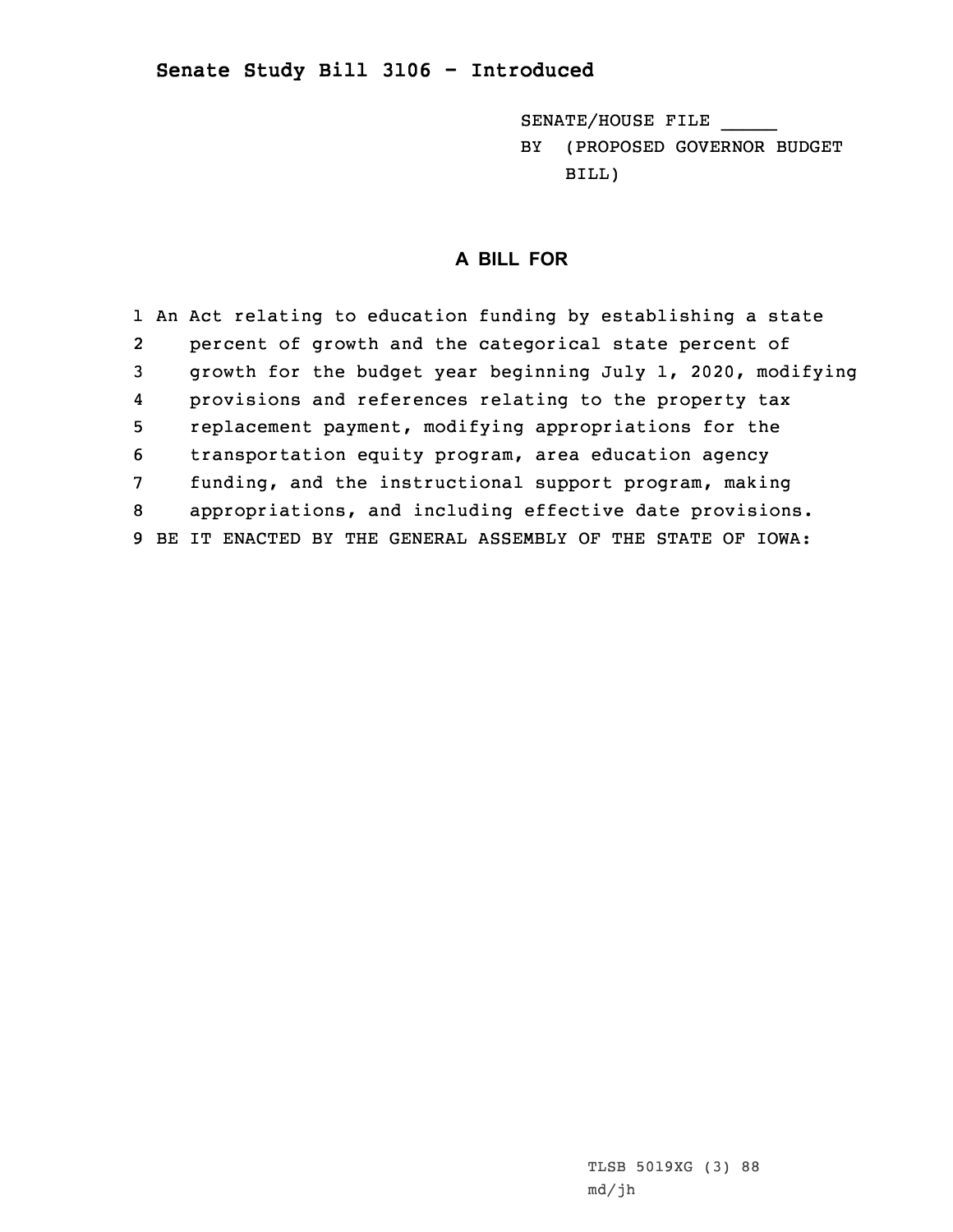## Senate Study Bill 3106 - Introduced

SENATE/HOUSE FILE _____

BY (PROPOSED GOVERNOR BUDGET BILL)

### A BILL FOR

1 An Act relating to education funding by establishing a state
2 percent of growth and the categorical state percent of
3 growth for the budget year beginning July 1, 2020, modifying
4 provisions and references relating to the property tax
5 replacement payment, modifying appropriations for the
6 transportation equity program, area education agency
7 funding, and the instructional support program, making
8 appropriations, and including effective date provisions.
9 BE IT ENACTED BY THE GENERAL ASSEMBLY OF THE STATE OF IOWA:

TLSB 5019XG (3) 88
md/jh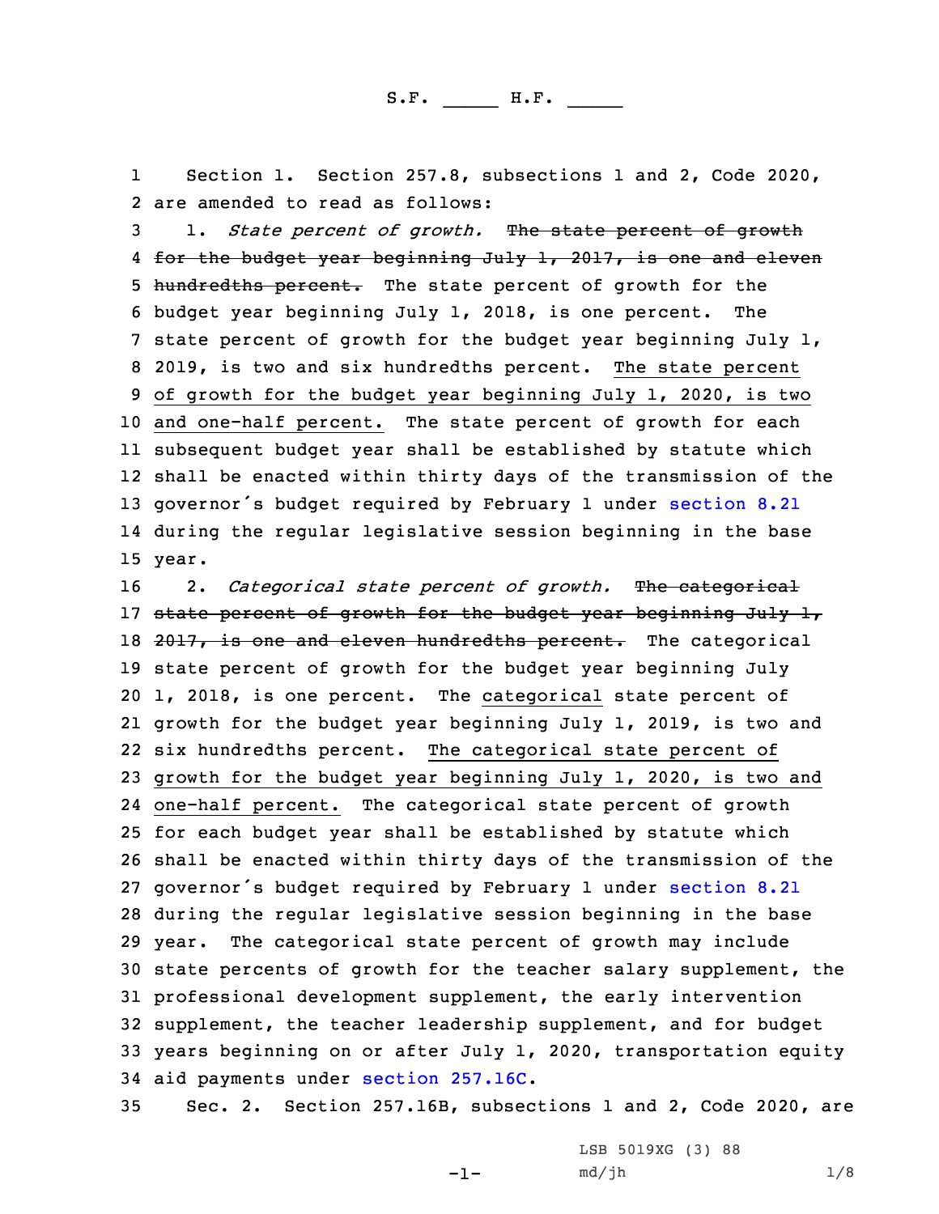S.F. _____ H.F. _____

1 Section 1. Section 257.8, subsections 1 and 2, Code 2020,
2 are amended to read as follows:

3 1. *State percent of growth.* ~~The state percent of growth~~
4 ~~for the budget year beginning July 1, 2017, is one and eleven~~
5 ~~hundredths percent.~~ The state percent of growth for the
6 budget year beginning July 1, 2018, is one percent. The
7 state percent of growth for the budget year beginning July 1,
8 2019, is two and six hundredths percent. <u>The state percent</u>
9 <u>of growth for the budget year beginning July 1, 2020, is two</u>
10 <u>and one-half percent.</u> The state percent of growth for each
11 subsequent budget year shall be established by statute which
12 shall be enacted within thirty days of the transmission of the
13 governor's budget required by February 1 under section 8.21
14 during the regular legislative session beginning in the base
15 year.

16 2. *Categorical state percent of growth.* ~~The categorical~~
17 ~~state percent of growth for the budget year beginning July 1,~~
18 ~~2017, is one and eleven hundredths percent.~~ The categorical
19 state percent of growth for the budget year beginning July
20 1, 2018, is one percent. The <u>categorical</u> state percent of
21 growth for the budget year beginning July 1, 2019, is two and
22 six hundredths percent. <u>The categorical state percent of</u>
23 <u>growth for the budget year beginning July 1, 2020, is two and</u>
24 <u>one-half percent.</u> The categorical state percent of growth
25 for each budget year shall be established by statute which
26 shall be enacted within thirty days of the transmission of the
27 governor's budget required by February 1 under section 8.21
28 during the regular legislative session beginning in the base
29 year. The categorical state percent of growth may include
30 state percents of growth for the teacher salary supplement, the
31 professional development supplement, the early intervention
32 supplement, the teacher leadership supplement, and for budget
33 years beginning on or after July 1, 2020, transportation equity
34 aid payments under section 257.16C.

35 Sec. 2. Section 257.16B, subsections 1 and 2, Code 2020, are

LSB 5019XG (3) 88
md/jh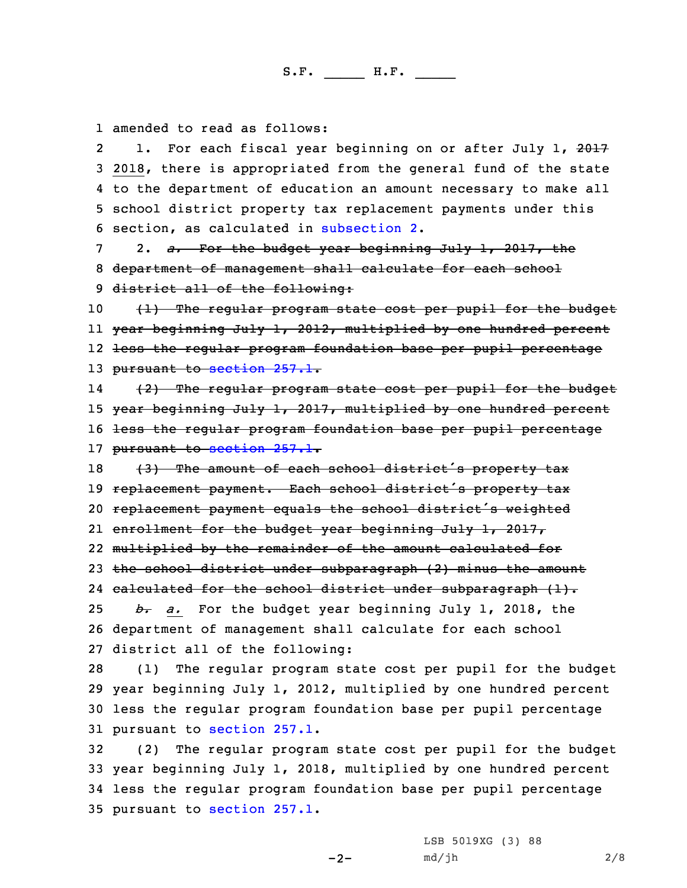amended to read as follows:

1. For each fiscal year beginning on or after July 1, ~~2017~~ 2018, there is appropriated from the general fund of the state to the department of education an amount necessary to make all school district property tax replacement payments under this section, as calculated in subsection 2.

2. ~~*a.* For the budget year beginning July 1, 2017, the department of management shall calculate for each school district all of the following:~~

~~(1) The regular program state cost per pupil for the budget year beginning July 1, 2012, multiplied by one hundred percent less the regular program foundation base per pupil percentage pursuant to section 257.1.~~

~~(2) The regular program state cost per pupil for the budget year beginning July 1, 2017, multiplied by one hundred percent less the regular program foundation base per pupil percentage pursuant to section 257.1.~~

~~(3) The amount of each school district's property tax replacement payment. Each school district's property tax replacement payment equals the school district's weighted enrollment for the budget year beginning July 1, 2017, multiplied by the remainder of the amount calculated for the school district under subparagraph (2) minus the amount calculated for the school district under subparagraph (1).~~

~~*b.*~~ *a.* For the budget year beginning July 1, 2018, the department of management shall calculate for each school district all of the following:

(1) The regular program state cost per pupil for the budget year beginning July 1, 2012, multiplied by one hundred percent less the regular program foundation base per pupil percentage pursuant to section 257.1.

(2) The regular program state cost per pupil for the budget year beginning July 1, 2018, multiplied by one hundred percent less the regular program foundation base per pupil percentage pursuant to section 257.1.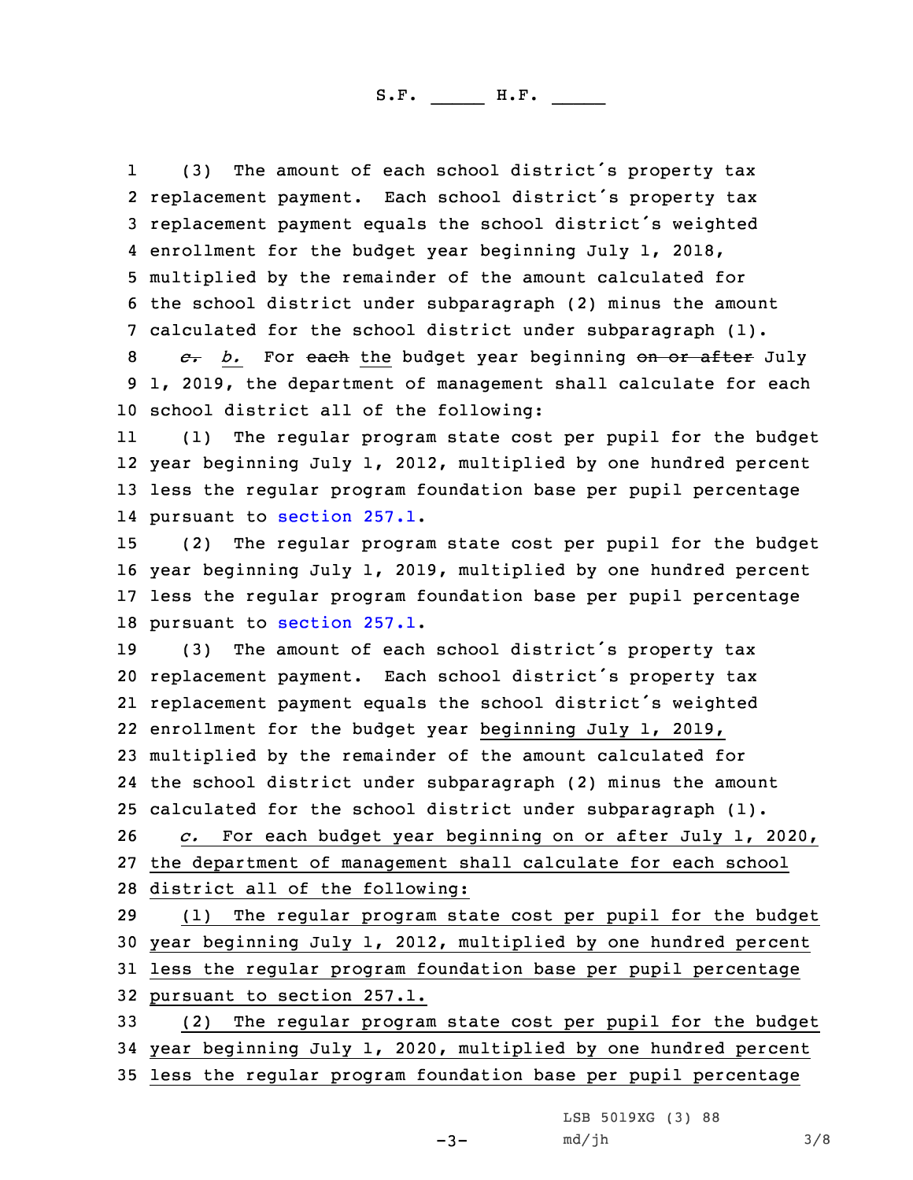(3) The amount of each school district's property tax replacement payment. Each school district's property tax replacement payment equals the school district's weighted enrollment for the budget year beginning July 1, 2018, multiplied by the remainder of the amount calculated for the school district under subparagraph (2) minus the amount calculated for the school district under subparagraph (1).

~~*c.*~~ *b.* For ~~each~~ the budget year beginning ~~on or after~~ July 1, 2019, the department of management shall calculate for each school district all of the following:

(1) The regular program state cost per pupil for the budget year beginning July 1, 2012, multiplied by one hundred percent less the regular program foundation base per pupil percentage pursuant to section 257.1.

(2) The regular program state cost per pupil for the budget year beginning July 1, 2019, multiplied by one hundred percent less the regular program foundation base per pupil percentage pursuant to section 257.1.

(3) The amount of each school district's property tax replacement payment. Each school district's property tax replacement payment equals the school district's weighted enrollment for the budget year beginning July 1, 2019, multiplied by the remainder of the amount calculated for the school district under subparagraph (2) minus the amount calculated for the school district under subparagraph (1).

*c.* For each budget year beginning on or after July 1, 2020, the department of management shall calculate for each school district all of the following:

(1) The regular program state cost per pupil for the budget year beginning July 1, 2012, multiplied by one hundred percent less the regular program foundation base per pupil percentage pursuant to section 257.1.

(2) The regular program state cost per pupil for the budget year beginning July 1, 2020, multiplied by one hundred percent less the regular program foundation base per pupil percentage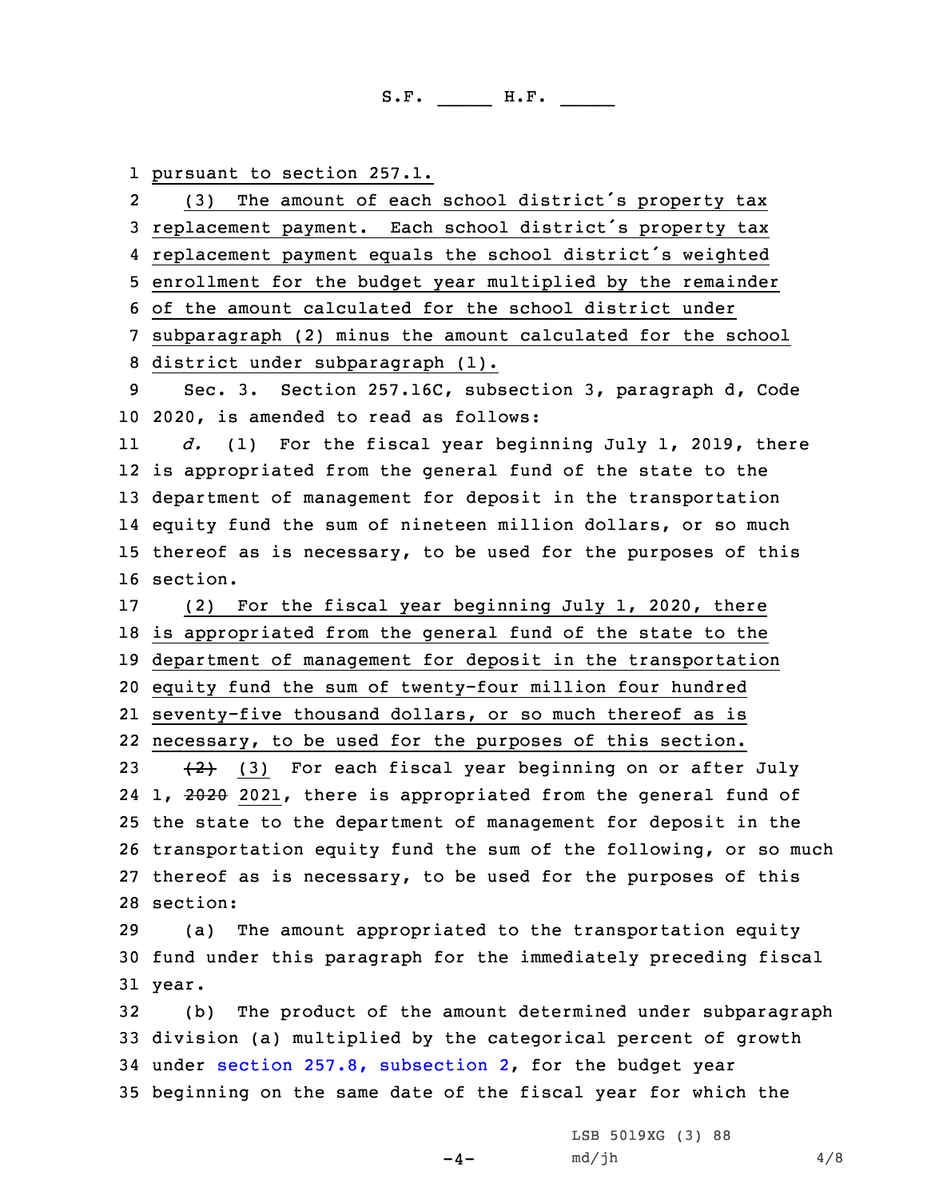pursuant to section 257.1.

(3) The amount of each school district's property tax replacement payment. Each school district's property tax replacement payment equals the school district's weighted enrollment for the budget year multiplied by the remainder of the amount calculated for the school district under subparagraph (2) minus the amount calculated for the school district under subparagraph (1).

Sec. 3. Section 257.16C, subsection 3, paragraph d, Code 2020, is amended to read as follows:

*d.* (1) For the fiscal year beginning July 1, 2019, there is appropriated from the general fund of the state to the department of management for deposit in the transportation equity fund the sum of nineteen million dollars, or so much thereof as is necessary, to be used for the purposes of this section.

(2) For the fiscal year beginning July 1, 2020, there is appropriated from the general fund of the state to the department of management for deposit in the transportation equity fund the sum of twenty-four million four hundred seventy-five thousand dollars, or so much thereof as is necessary, to be used for the purposes of this section.

~~(2)~~ (3) For each fiscal year beginning on or after July 1, ~~2020~~ 2021, there is appropriated from the general fund of the state to the department of management for deposit in the transportation equity fund the sum of the following, or so much thereof as is necessary, to be used for the purposes of this section:

(a) The amount appropriated to the transportation equity fund under this paragraph for the immediately preceding fiscal year.

(b) The product of the amount determined under subparagraph division (a) multiplied by the categorical percent of growth under section 257.8, subsection 2, for the budget year beginning on the same date of the fiscal year for which the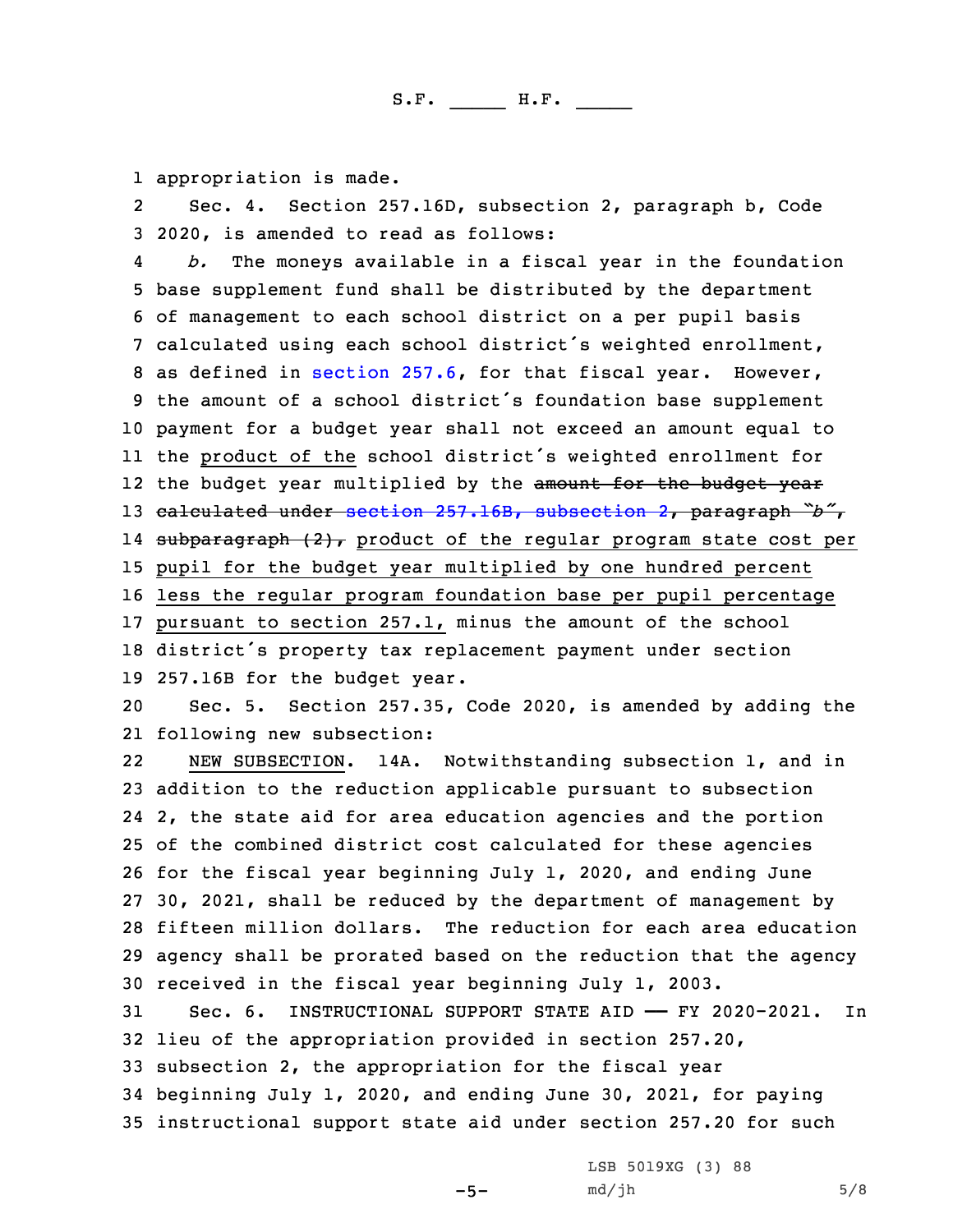appropriation is made.

Sec. 4. Section 257.16D, subsection 2, paragraph b, Code 2020, is amended to read as follows:

*b.* The moneys available in a fiscal year in the foundation base supplement fund shall be distributed by the department of management to each school district on a per pupil basis calculated using each school district's weighted enrollment, as defined in section 257.6, for that fiscal year. However, the amount of a school district's foundation base supplement payment for a budget year shall not exceed an amount equal to the product of the school district's weighted enrollment for the budget year multiplied by the ~~amount for the budget year calculated under section 257.16B, subsection 2, paragraph "b", subparagraph (2),~~ product of the regular program state cost per pupil for the budget year multiplied by one hundred percent less the regular program foundation base per pupil percentage pursuant to section 257.1, minus the amount of the school district's property tax replacement payment under section 257.16B for the budget year.

Sec. 5. Section 257.35, Code 2020, is amended by adding the following new subsection:

NEW SUBSECTION. 14A. Notwithstanding subsection 1, and in addition to the reduction applicable pursuant to subsection 2, the state aid for area education agencies and the portion of the combined district cost calculated for these agencies for the fiscal year beginning July 1, 2020, and ending June 30, 2021, shall be reduced by the department of management by fifteen million dollars. The reduction for each area education agency shall be prorated based on the reduction that the agency received in the fiscal year beginning July 1, 2003.

Sec. 6. INSTRUCTIONAL SUPPORT STATE AID — FY 2020-2021. In lieu of the appropriation provided in section 257.20, subsection 2, the appropriation for the fiscal year beginning July 1, 2020, and ending June 30, 2021, for paying instructional support state aid under section 257.20 for such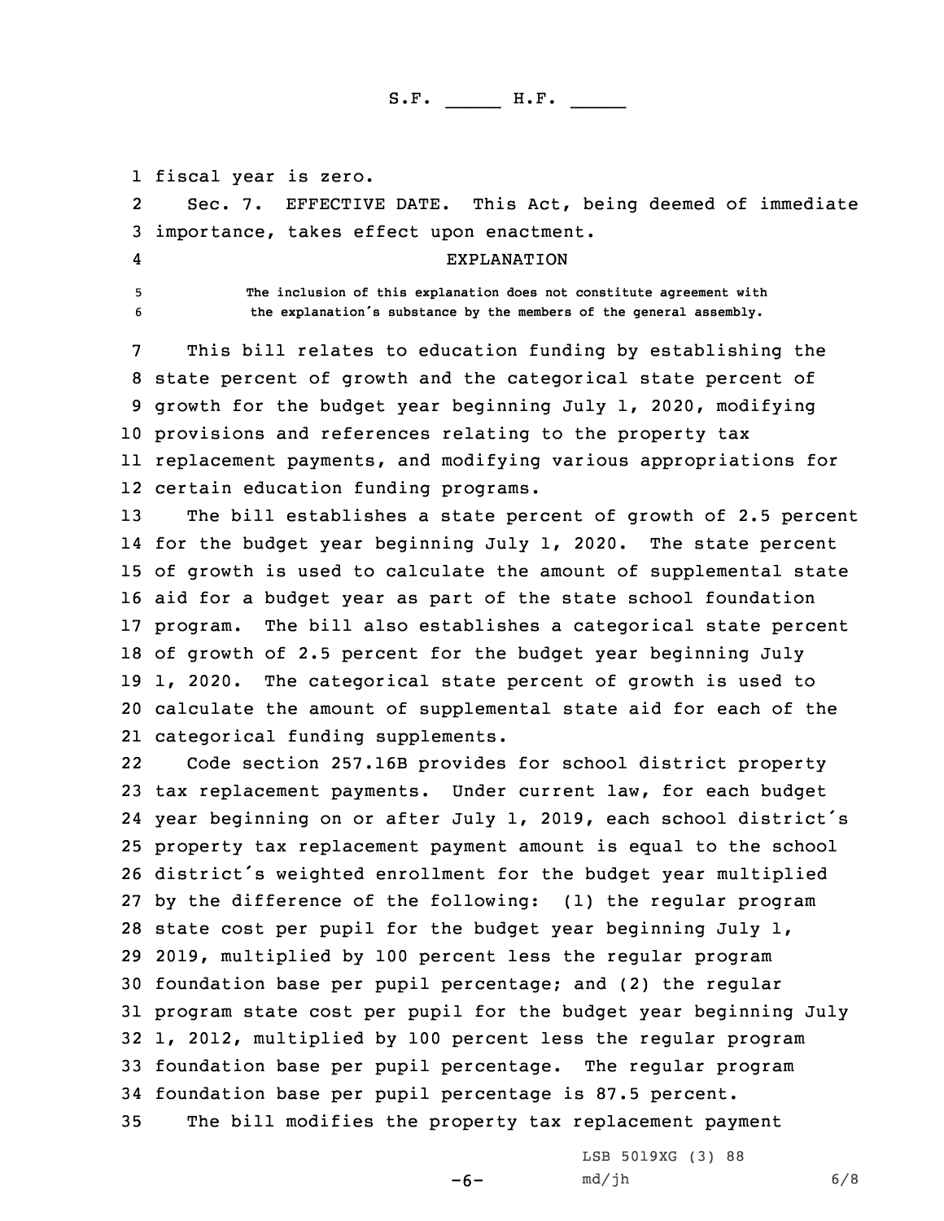fiscal year is zero.

Sec. 7. EFFECTIVE DATE. This Act, being deemed of immediate importance, takes effect upon enactment.

## EXPLANATION

The inclusion of this explanation does not constitute agreement with the explanation's substance by the members of the general assembly.

This bill relates to education funding by establishing the state percent of growth and the categorical state percent of growth for the budget year beginning July 1, 2020, modifying provisions and references relating to the property tax replacement payments, and modifying various appropriations for certain education funding programs.

The bill establishes a state percent of growth of 2.5 percent for the budget year beginning July 1, 2020. The state percent of growth is used to calculate the amount of supplemental state aid for a budget year as part of the state school foundation program. The bill also establishes a categorical state percent of growth of 2.5 percent for the budget year beginning July 1, 2020. The categorical state percent of growth is used to calculate the amount of supplemental state aid for each of the categorical funding supplements.

Code section 257.16B provides for school district property tax replacement payments. Under current law, for each budget year beginning on or after July 1, 2019, each school district's property tax replacement payment amount is equal to the school district's weighted enrollment for the budget year multiplied by the difference of the following: (1) the regular program state cost per pupil for the budget year beginning July 1, 2019, multiplied by 100 percent less the regular program foundation base per pupil percentage; and (2) the regular program state cost per pupil for the budget year beginning July 1, 2012, multiplied by 100 percent less the regular program foundation base per pupil percentage. The regular program foundation base per pupil percentage is 87.5 percent.

The bill modifies the property tax replacement payment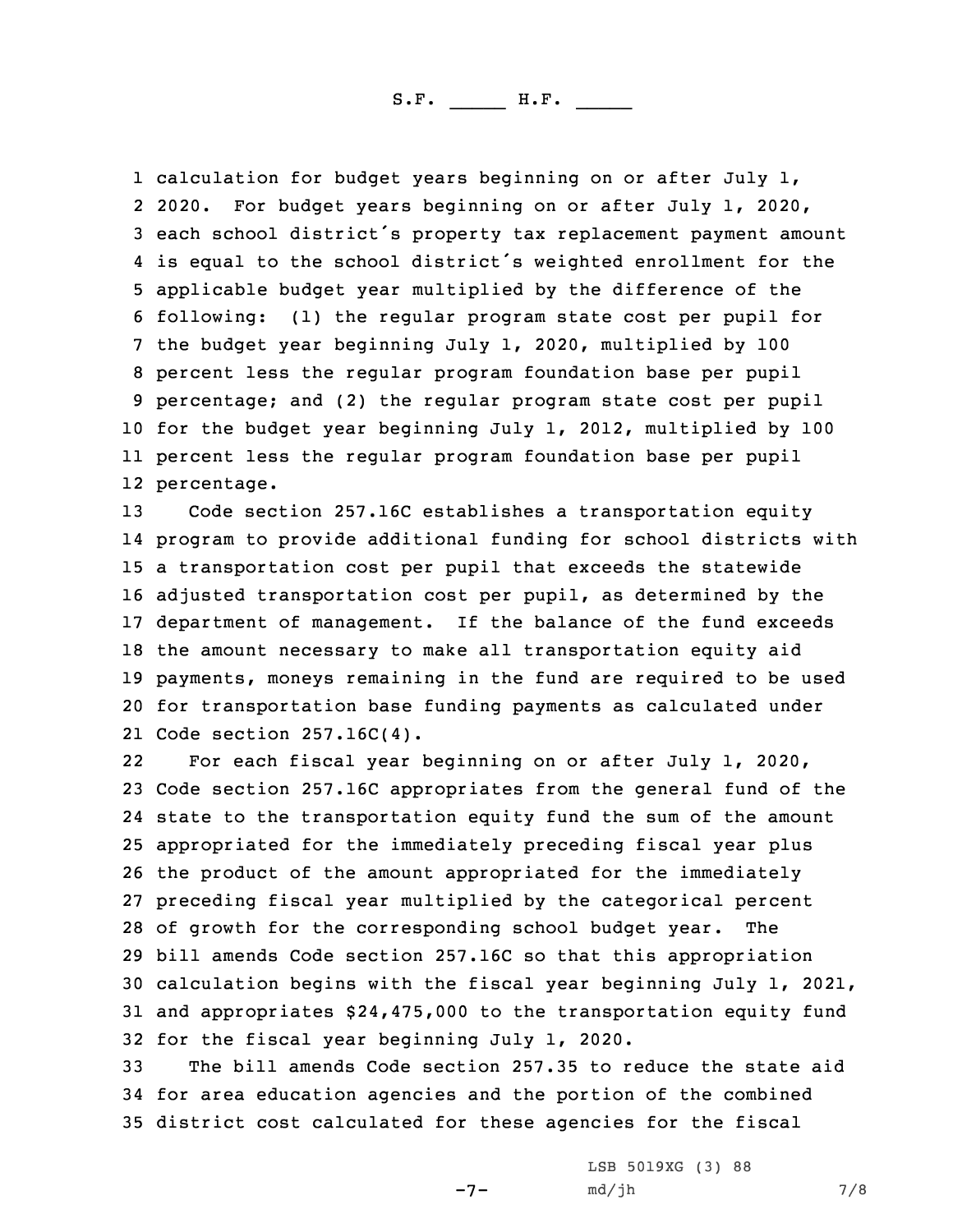calculation for budget years beginning on or after July 1, 2020. For budget years beginning on or after July 1, 2020, each school district's property tax replacement payment amount is equal to the school district's weighted enrollment for the applicable budget year multiplied by the difference of the following: (1) the regular program state cost per pupil for the budget year beginning July 1, 2020, multiplied by 100 percent less the regular program foundation base per pupil percentage; and (2) the regular program state cost per pupil for the budget year beginning July 1, 2012, multiplied by 100 percent less the regular program foundation base per pupil percentage.

Code section 257.16C establishes a transportation equity program to provide additional funding for school districts with a transportation cost per pupil that exceeds the statewide adjusted transportation cost per pupil, as determined by the department of management. If the balance of the fund exceeds the amount necessary to make all transportation equity aid payments, moneys remaining in the fund are required to be used for transportation base funding payments as calculated under Code section 257.16C(4).

For each fiscal year beginning on or after July 1, 2020, Code section 257.16C appropriates from the general fund of the state to the transportation equity fund the sum of the amount appropriated for the immediately preceding fiscal year plus the product of the amount appropriated for the immediately preceding fiscal year multiplied by the categorical percent of growth for the corresponding school budget year. The bill amends Code section 257.16C so that this appropriation calculation begins with the fiscal year beginning July 1, 2021, and appropriates $24,475,000 to the transportation equity fund for the fiscal year beginning July 1, 2020.

The bill amends Code section 257.35 to reduce the state aid for area education agencies and the portion of the combined district cost calculated for these agencies for the fiscal

LSB 5019XG (3) 88
md/jh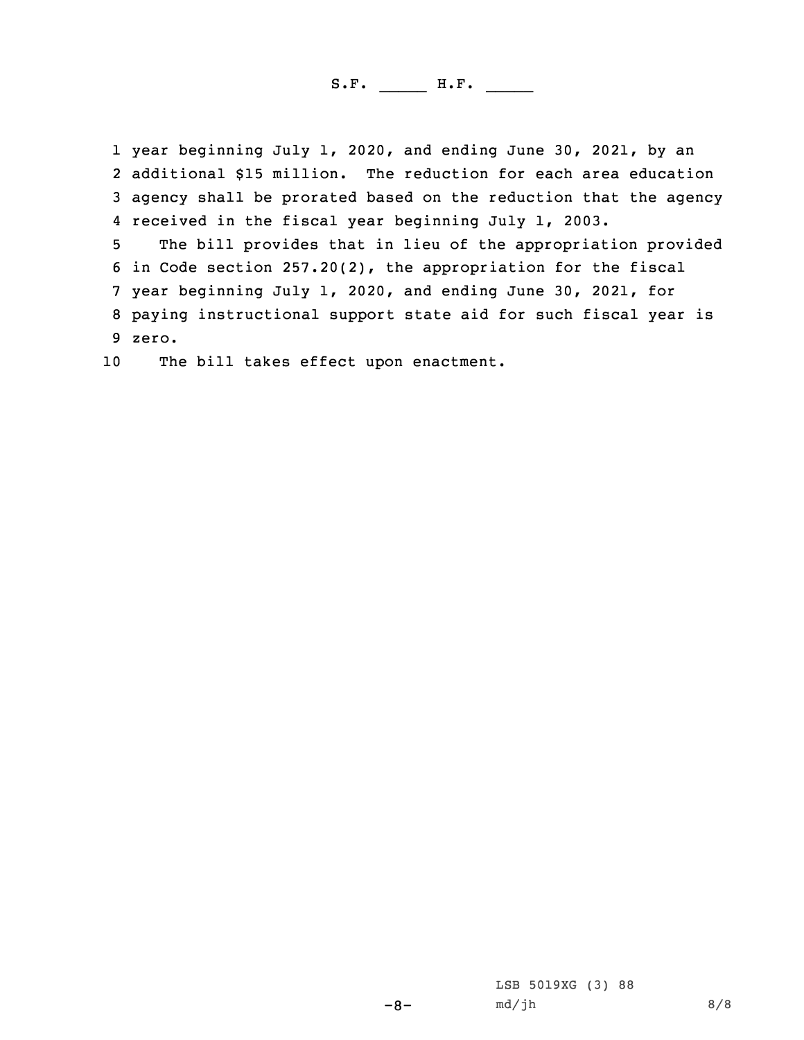year beginning July 1, 2020, and ending June 30, 2021, by an additional $15 million. The reduction for each area education agency shall be prorated based on the reduction that the agency received in the fiscal year beginning July 1, 2003.

The bill provides that in lieu of the appropriation provided in Code section 257.20(2), the appropriation for the fiscal year beginning July 1, 2020, and ending June 30, 2021, for paying instructional support state aid for such fiscal year is zero.

The bill takes effect upon enactment.